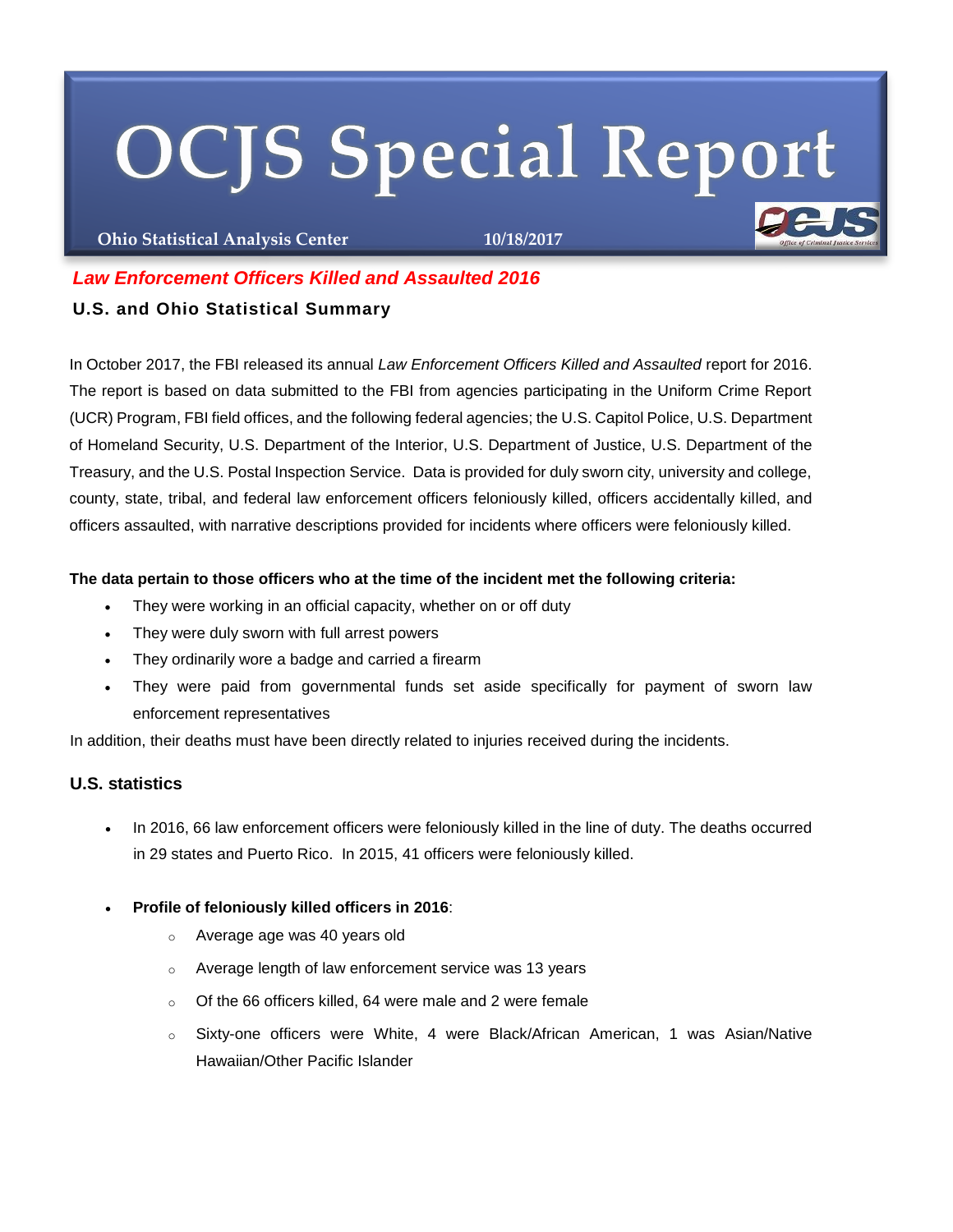# OCJS Special Report

**Ohio Statistical Analysis Center** **10/18/2017**

## *Law Enforcement Officers Killed and Assaulted 2016*

### U.S. and Ohio Statistical Summary

In October 2017, the FBI released its annual *Law Enforcement Officers Killed and Assaulted* report for 2016. The report is based on data submitted to the FBI from agencies participating in the Uniform Crime Report (UCR) Program, FBI field offices, and the following federal agencies; the U.S. Capitol Police, U.S. Department of Homeland Security, U.S. Department of the Interior, U.S. Department of Justice, U.S. Department of the Treasury, and the U.S. Postal Inspection Service. Data is provided for duly sworn city, university and college, county, state, tribal, and federal law enforcement officers feloniously killed, officers accidentally killed, and officers assaulted, with narrative descriptions provided for incidents where officers were feloniously killed.

**The data pertain to those officers who at the time of the incident met the following criteria:**

- They were working in an official capacity, whether on or off duty
- They were duly sworn with full arrest powers
- They ordinarily wore a badge and carried a firearm
- They were paid from governmental funds set aside specifically for payment of sworn law enforcement representatives

In addition, their deaths must have been directly related to injuries received during the incidents.

### U.S. statistics

- In 2016, 66 law enforcement officers were feloniously killed in the line of duty. The deaths occurred in 29 states and Puerto Rico. In 2015, 41 officers were feloniously killed.

- **Profile of feloniously killed officers in 2016**:
  - Average age was 40 years old
  - Average length of law enforcement service was 13 years
  - Of the 66 officers killed, 64 were male and 2 were female
  - Sixty-one officers were White, 4 were Black/African American, 1 was Asian/Native Hawaiian/Other Pacific Islander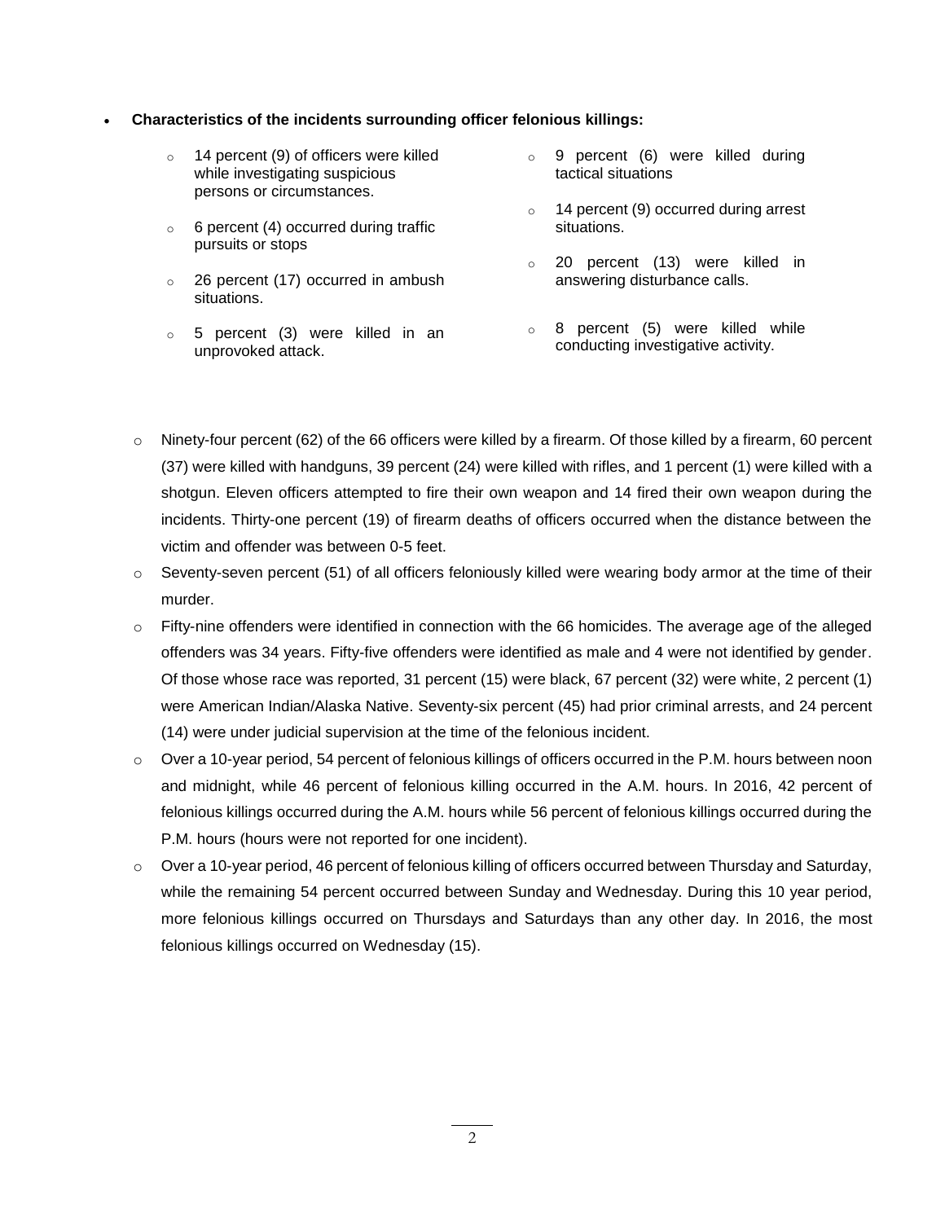- **Characteristics of the incidents surrounding officer felonious killings:**
  - 14 percent (9) of officers were killed while investigating suspicious persons or circumstances.
  - 6 percent (4) occurred during traffic pursuits or stops
  - 26 percent (17) occurred in ambush situations.
  - 5 percent (3) were killed in an unprovoked attack.
  - 9 percent (6) were killed during tactical situations
  - 14 percent (9) occurred during arrest situations.
  - 20 percent (13) were killed in answering disturbance calls.
  - 8 percent (5) were killed while conducting investigative activity.

  - Ninety-four percent (62) of the 66 officers were killed by a firearm. Of those killed by a firearm, 60 percent (37) were killed with handguns, 39 percent (24) were killed with rifles, and 1 percent (1) were killed with a shotgun. Eleven officers attempted to fire their own weapon and 14 fired their own weapon during the incidents. Thirty-one percent (19) of firearm deaths of officers occurred when the distance between the victim and offender was between 0-5 feet.
  - Seventy-seven percent (51) of all officers feloniously killed were wearing body armor at the time of their murder.
  - Fifty-nine offenders were identified in connection with the 66 homicides. The average age of the alleged offenders was 34 years. Fifty-five offenders were identified as male and 4 were not identified by gender. Of those whose race was reported, 31 percent (15) were black, 67 percent (32) were white, 2 percent (1) were American Indian/Alaska Native. Seventy-six percent (45) had prior criminal arrests, and 24 percent (14) were under judicial supervision at the time of the felonious incident.
  - Over a 10-year period, 54 percent of felonious killings of officers occurred in the P.M. hours between noon and midnight, while 46 percent of felonious killing occurred in the A.M. hours. In 2016, 42 percent of felonious killings occurred during the A.M. hours while 56 percent of felonious killings occurred during the P.M. hours (hours were not reported for one incident).
  - Over a 10-year period, 46 percent of felonious killing of officers occurred between Thursday and Saturday, while the remaining 54 percent occurred between Sunday and Wednesday. During this 10 year period, more felonious killings occurred on Thursdays and Saturdays than any other day. In 2016, the most felonious killings occurred on Wednesday (15).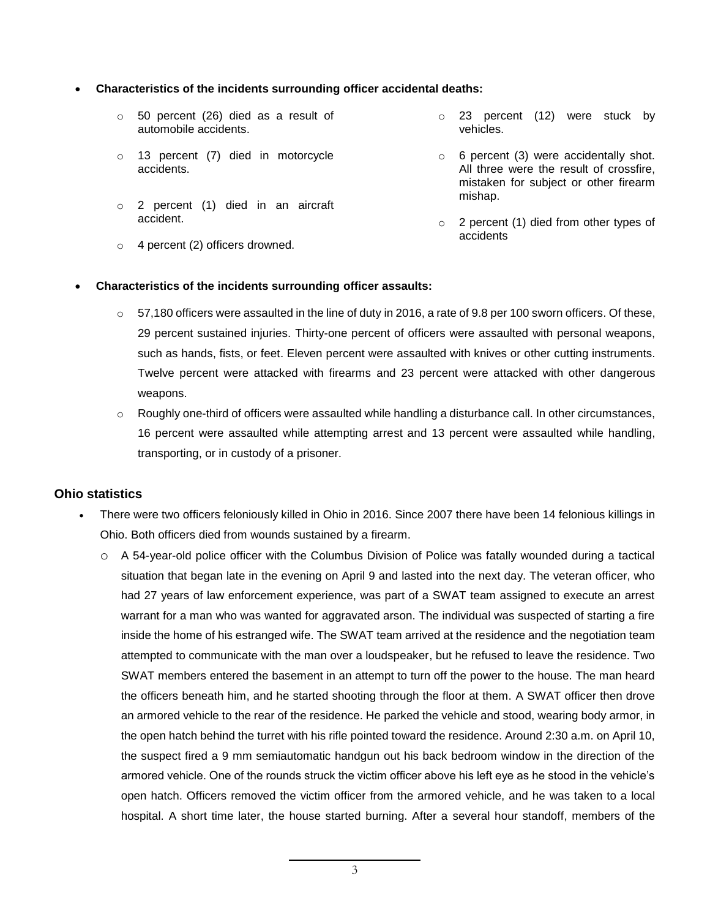- **Characteristics of the incidents surrounding officer accidental deaths:**
  - 50 percent (26) died as a result of automobile accidents.
  - 13 percent (7) died in motorcycle accidents.
  - 2 percent (1) died in an aircraft accident.
  - 4 percent (2) officers drowned.
  - 23 percent (12) were stuck by vehicles.
  - 6 percent (3) were accidentally shot. All three were the result of crossfire, mistaken for subject or other firearm mishap.
  - 2 percent (1) died from other types of accidents

- **Characteristics of the incidents surrounding officer assaults:**
  - 57,180 officers were assaulted in the line of duty in 2016, a rate of 9.8 per 100 sworn officers. Of these, 29 percent sustained injuries. Thirty-one percent of officers were assaulted with personal weapons, such as hands, fists, or feet. Eleven percent were assaulted with knives or other cutting instruments. Twelve percent were attacked with firearms and 23 percent were attacked with other dangerous weapons.
  - Roughly one-third of officers were assaulted while handling a disturbance call. In other circumstances, 16 percent were assaulted while attempting arrest and 13 percent were assaulted while handling, transporting, or in custody of a prisoner.

## Ohio statistics

- There were two officers feloniously killed in Ohio in 2016. Since 2007 there have been 14 felonious killings in Ohio. Both officers died from wounds sustained by a firearm.
  - A 54-year-old police officer with the Columbus Division of Police was fatally wounded during a tactical situation that began late in the evening on April 9 and lasted into the next day. The veteran officer, who had 27 years of law enforcement experience, was part of a SWAT team assigned to execute an arrest warrant for a man who was wanted for aggravated arson. The individual was suspected of starting a fire inside the home of his estranged wife. The SWAT team arrived at the residence and the negotiation team attempted to communicate with the man over a loudspeaker, but he refused to leave the residence. Two SWAT members entered the basement in an attempt to turn off the power to the house. The man heard the officers beneath him, and he started shooting through the floor at them. A SWAT officer then drove an armored vehicle to the rear of the residence. He parked the vehicle and stood, wearing body armor, in the open hatch behind the turret with his rifle pointed toward the residence. Around 2:30 a.m. on April 10, the suspect fired a 9 mm semiautomatic handgun out his back bedroom window in the direction of the armored vehicle. One of the rounds struck the victim officer above his left eye as he stood in the vehicle's open hatch. Officers removed the victim officer from the armored vehicle, and he was taken to a local hospital. A short time later, the house started burning. After a several hour standoff, members of the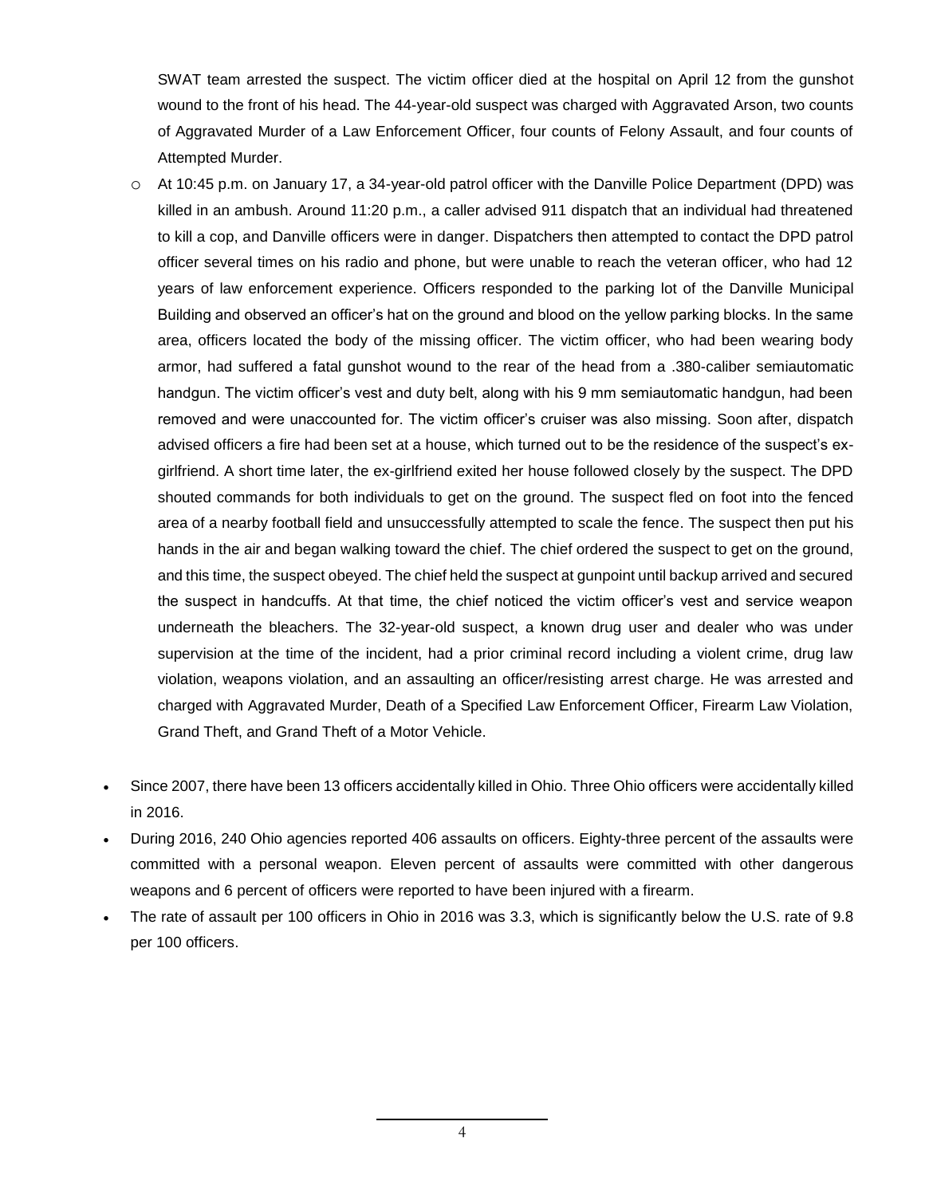SWAT team arrested the suspect. The victim officer died at the hospital on April 12 from the gunshot wound to the front of his head. The 44-year-old suspect was charged with Aggravated Arson, two counts of Aggravated Murder of a Law Enforcement Officer, four counts of Felony Assault, and four counts of Attempted Murder.

  - At 10:45 p.m. on January 17, a 34-year-old patrol officer with the Danville Police Department (DPD) was killed in an ambush. Around 11:20 p.m., a caller advised 911 dispatch that an individual had threatened to kill a cop, and Danville officers were in danger. Dispatchers then attempted to contact the DPD patrol officer several times on his radio and phone, but were unable to reach the veteran officer, who had 12 years of law enforcement experience. Officers responded to the parking lot of the Danville Municipal Building and observed an officer's hat on the ground and blood on the yellow parking blocks. In the same area, officers located the body of the missing officer. The victim officer, who had been wearing body armor, had suffered a fatal gunshot wound to the rear of the head from a .380-caliber semiautomatic handgun. The victim officer's vest and duty belt, along with his 9 mm semiautomatic handgun, had been removed and were unaccounted for. The victim officer's cruiser was also missing. Soon after, dispatch advised officers a fire had been set at a house, which turned out to be the residence of the suspect's ex-girlfriend. A short time later, the ex-girlfriend exited her house followed closely by the suspect. The DPD shouted commands for both individuals to get on the ground. The suspect fled on foot into the fenced area of a nearby football field and unsuccessfully attempted to scale the fence. The suspect then put his hands in the air and began walking toward the chief. The chief ordered the suspect to get on the ground, and this time, the suspect obeyed. The chief held the suspect at gunpoint until backup arrived and secured the suspect in handcuffs. At that time, the chief noticed the victim officer's vest and service weapon underneath the bleachers. The 32-year-old suspect, a known drug user and dealer who was under supervision at the time of the incident, had a prior criminal record including a violent crime, drug law violation, weapons violation, and an assaulting an officer/resisting arrest charge. He was arrested and charged with Aggravated Murder, Death of a Specified Law Enforcement Officer, Firearm Law Violation, Grand Theft, and Grand Theft of a Motor Vehicle.

- Since 2007, there have been 13 officers accidentally killed in Ohio. Three Ohio officers were accidentally killed in 2016.
- During 2016, 240 Ohio agencies reported 406 assaults on officers. Eighty-three percent of the assaults were committed with a personal weapon. Eleven percent of assaults were committed with other dangerous weapons and 6 percent of officers were reported to have been injured with a firearm.
- The rate of assault per 100 officers in Ohio in 2016 was 3.3, which is significantly below the U.S. rate of 9.8 per 100 officers.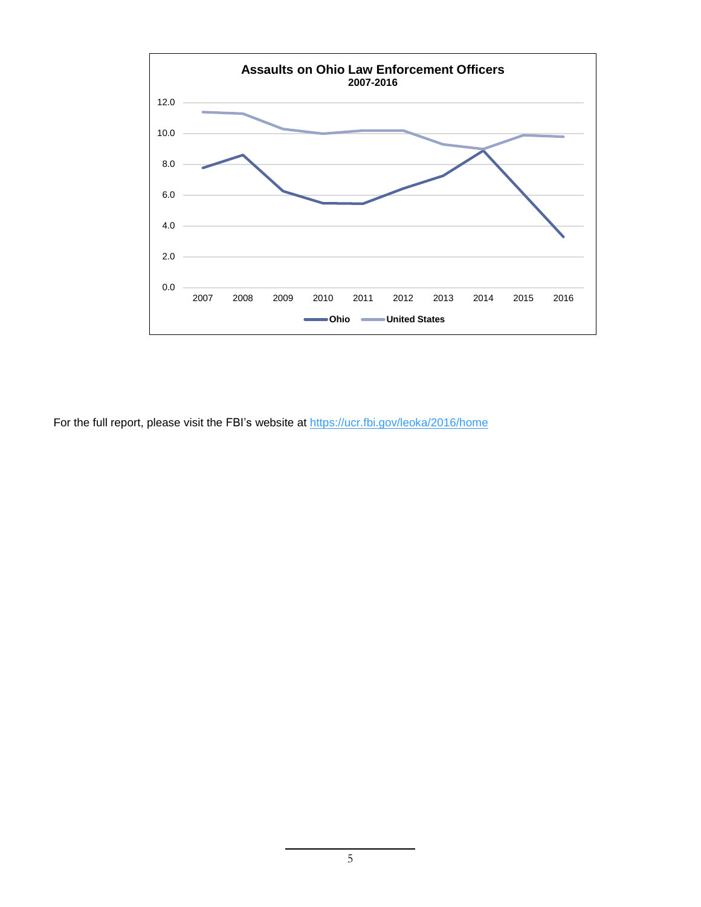**Assaults on Ohio Law Enforcement Officers**
**2007-2016**

12.0
10.0
8.0
6.0
4.0
2.0
0.0

2007 2008 2009 2010 2011 2012 2013 2014 2015 2016

Ohio United States

For the full report, please visit the FBI's website at [https://ucr.fbi.gov/leoka/2016/home](https://ucr.fbi.gov/leoka/2016/home)